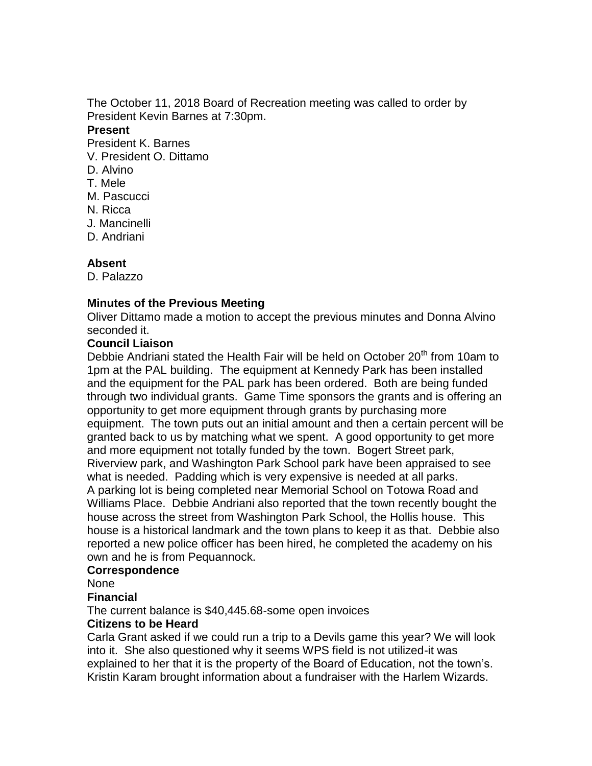The October 11, 2018 Board of Recreation meeting was called to order by President Kevin Barnes at 7:30pm.

**Present**

President K. Barnes
V. President O. Dittamo
D. Alvino
T. Mele
M. Pascucci
N. Ricca
J. Mancinelli
D. Andriani

**Absent**

D. Palazzo

**Minutes of the Previous Meeting**

Oliver Dittamo made a motion to accept the previous minutes and Donna Alvino seconded it.

**Council Liaison**

Debbie Andriani stated the Health Fair will be held on October 20th from 10am to 1pm at the PAL building. The equipment at Kennedy Park has been installed and the equipment for the PAL park has been ordered. Both are being funded through two individual grants. Game Time sponsors the grants and is offering an opportunity to get more equipment through grants by purchasing more equipment. The town puts out an initial amount and then a certain percent will be granted back to us by matching what we spent. A good opportunity to get more and more equipment not totally funded by the town. Bogert Street park, Riverview park, and Washington Park School park have been appraised to see what is needed. Padding which is very expensive is needed at all parks. A parking lot is being completed near Memorial School on Totowa Road and Williams Place. Debbie Andriani also reported that the town recently bought the house across the street from Washington Park School, the Hollis house. This house is a historical landmark and the town plans to keep it as that. Debbie also reported a new police officer has been hired, he completed the academy on his own and he is from Pequannock.

**Correspondence**

None

**Financial**

The current balance is $40,445.68-some open invoices

**Citizens to be Heard**

Carla Grant asked if we could run a trip to a Devils game this year? We will look into it. She also questioned why it seems WPS field is not utilized-it was explained to her that it is the property of the Board of Education, not the town's. Kristin Karam brought information about a fundraiser with the Harlem Wizards.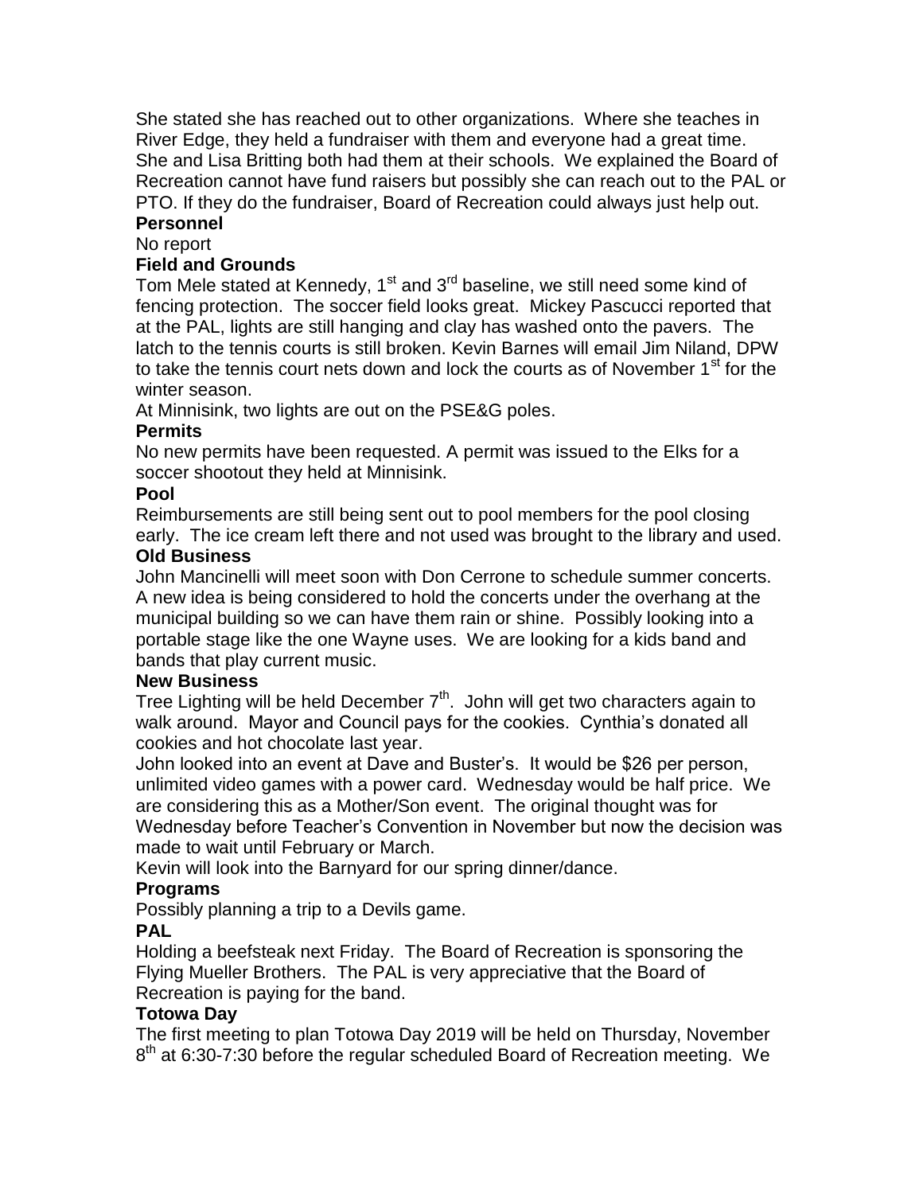She stated she has reached out to other organizations. Where she teaches in River Edge, they held a fundraiser with them and everyone had a great time. She and Lisa Britting both had them at their schools. We explained the Board of Recreation cannot have fund raisers but possibly she can reach out to the PAL or PTO. If they do the fundraiser, Board of Recreation could always just help out.

**Personnel**

No report

**Field and Grounds**

Tom Mele stated at Kennedy, 1st and 3rd baseline, we still need some kind of fencing protection. The soccer field looks great. Mickey Pascucci reported that at the PAL, lights are still hanging and clay has washed onto the pavers. The latch to the tennis courts is still broken. Kevin Barnes will email Jim Niland, DPW to take the tennis court nets down and lock the courts as of November 1st for the winter season.

At Minnisink, two lights are out on the PSE&G poles.

**Permits**

No new permits have been requested. A permit was issued to the Elks for a soccer shootout they held at Minnisink.

**Pool**

Reimbursements are still being sent out to pool members for the pool closing early. The ice cream left there and not used was brought to the library and used.

**Old Business**

John Mancinelli will meet soon with Don Cerrone to schedule summer concerts. A new idea is being considered to hold the concerts under the overhang at the municipal building so we can have them rain or shine. Possibly looking into a portable stage like the one Wayne uses. We are looking for a kids band and bands that play current music.

**New Business**

Tree Lighting will be held December 7th. John will get two characters again to walk around. Mayor and Council pays for the cookies. Cynthia's donated all cookies and hot chocolate last year.

John looked into an event at Dave and Buster's. It would be $26 per person, unlimited video games with a power card. Wednesday would be half price. We are considering this as a Mother/Son event. The original thought was for Wednesday before Teacher's Convention in November but now the decision was made to wait until February or March.

Kevin will look into the Barnyard for our spring dinner/dance.

**Programs**

Possibly planning a trip to a Devils game.

**PAL**

Holding a beefsteak next Friday. The Board of Recreation is sponsoring the Flying Mueller Brothers. The PAL is very appreciative that the Board of Recreation is paying for the band.

**Totowa Day**

The first meeting to plan Totowa Day 2019 will be held on Thursday, November 8th at 6:30-7:30 before the regular scheduled Board of Recreation meeting. We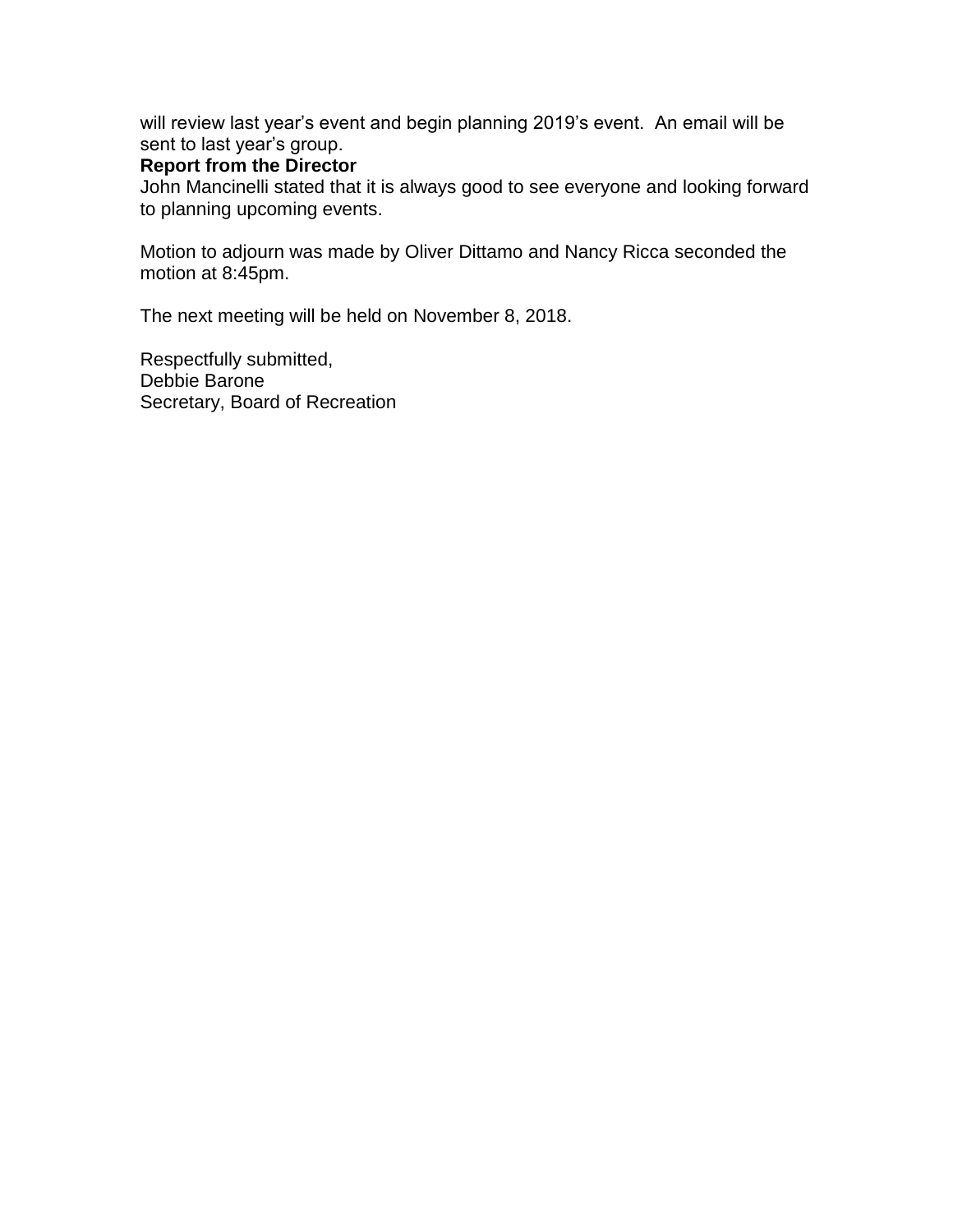will review last year's event and begin planning 2019's event. An email will be sent to last year's group.

**Report from the Director**

John Mancinelli stated that it is always good to see everyone and looking forward to planning upcoming events.

Motion to adjourn was made by Oliver Dittamo and Nancy Ricca seconded the motion at 8:45pm.

The next meeting will be held on November 8, 2018.

Respectfully submitted,
Debbie Barone
Secretary, Board of Recreation